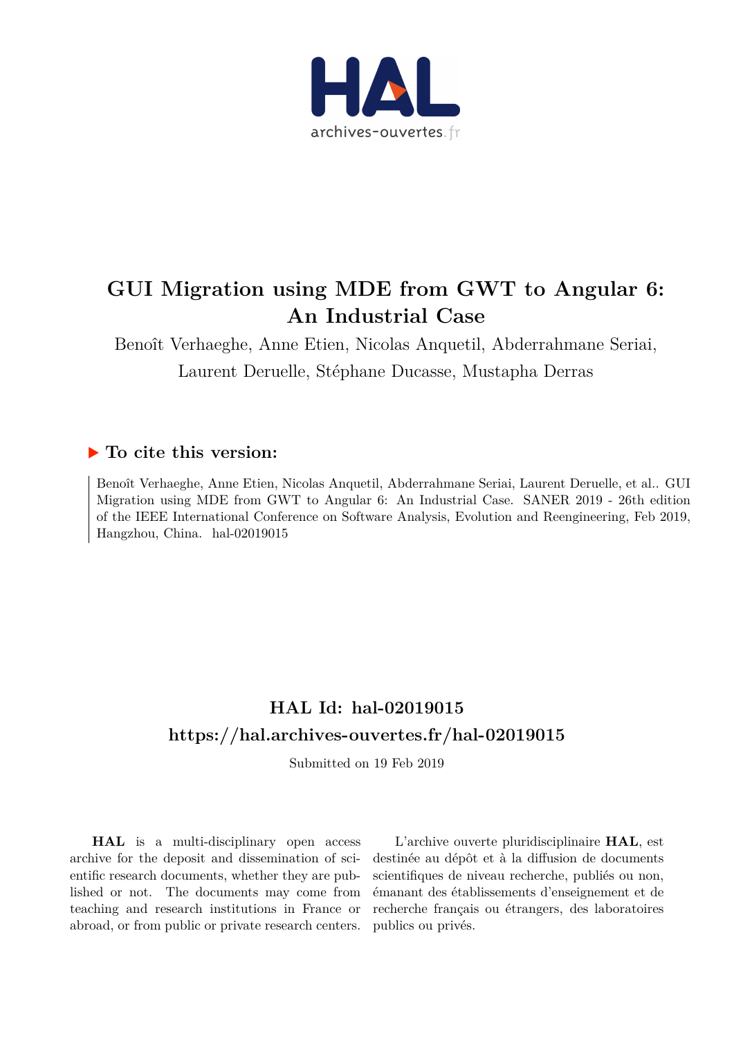# GUI Migration using MDE from GWT to Angular 6: An Industrial Case

Benoît Verhaeghe, Anne Etien, Nicolas Anquetil, Abderrahmane Seriai, Laurent Deruelle, Stéphane Ducasse, Mustapha Derras

## ▶ To cite this version:

Benoît Verhaeghe, Anne Etien, Nicolas Anquetil, Abderrahmane Seriai, Laurent Deruelle, et al.. GUI Migration using MDE from GWT to Angular 6: An Industrial Case. SANER 2019 - 26th edition of the IEEE International Conference on Software Analysis, Evolution and Reengineering, Feb 2019, Hangzhou, China. hal-02019015

## HAL Id: hal-02019015
## https://hal.archives-ouvertes.fr/hal-02019015

Submitted on 19 Feb 2019

**HAL** is a multi-disciplinary open access archive for the deposit and dissemination of scientific research documents, whether they are published or not. The documents may come from teaching and research institutions in France or abroad, or from public or private research centers.

L'archive ouverte pluridisciplinaire **HAL**, est destinée au dépôt et à la diffusion de documents scientifiques de niveau recherche, publiés ou non, émanant des établissements d'enseignement et de recherche français ou étrangers, des laboratoires publics ou privés.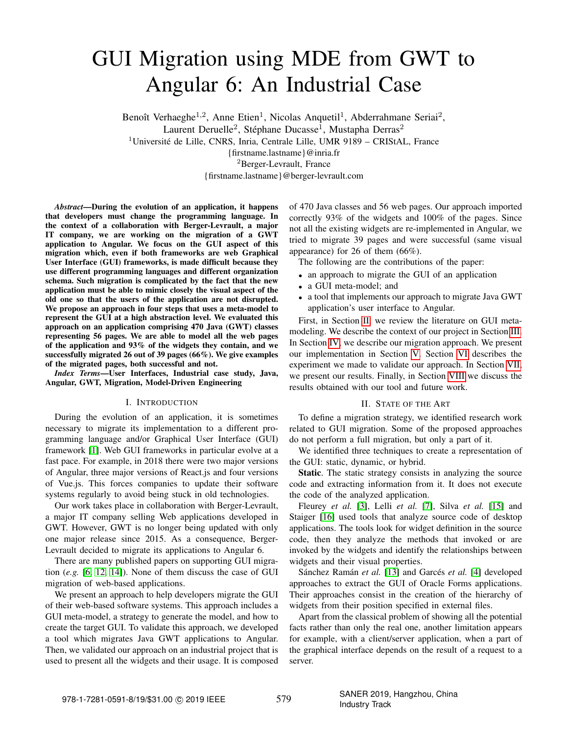# GUI Migration using MDE from GWT to Angular 6: An Industrial Case

Benoît Verhaeghe[1,2], Anne Etien[1], Nicolas Anquetil[1], Abderrahmane Seriai[2], Laurent Deruelle[2], Stéphane Ducasse[1], Mustapha Derras[2]

[1]Université de Lille, CNRS, Inria, Centrale Lille, UMR 9189 – CRIStAL, France

{firstname.lastname}@inria.fr

[2]Berger-Levrault, France

{firstname.lastname}@berger-levrault.com

***Abstract*—During the evolution of an application, it happens that developers must change the programming language. In the context of a collaboration with Berger-Levrault, a major IT company, we are working on the migration of a GWT application to Angular. We focus on the GUI aspect of this migration which, even if both frameworks are web Graphical User Interface (GUI) frameworks, is made difficult because they use different programming languages and different organization schema. Such migration is complicated by the fact that the new application must be able to mimic closely the visual aspect of the old one so that the users of the application are not disrupted. We propose an approach in four steps that uses a meta-model to represent the GUI at a high abstraction level. We evaluated this approach on an application comprising 470 Java (GWT) classes representing 56 pages. We are able to model all the web pages of the application and 93% of the widgets they contain, and we successfully migrated 26 out of 39 pages (66%). We give examples of the migrated pages, both successful and not.**

***Index Terms*—User Interfaces, Industrial case study, Java, Angular, GWT, Migration, Model-Driven Engineering**

## I. Introduction

During the evolution of an application, it is sometimes necessary to migrate its implementation to a different programming language and/or Graphical User Interface (GUI) framework [1]. Web GUI frameworks in particular evolve at a fast pace. For example, in 2018 there were two major versions of Angular, three major versions of React.js and four versions of Vue.js. This forces companies to update their software systems regularly to avoid being stuck in old technologies.

Our work takes place in collaboration with Berger-Levrault, a major IT company selling Web applications developed in GWT. However, GWT is no longer being updated with only one major release since 2015. As a consequence, Berger-Levrault decided to migrate its applications to Angular 6.

There are many published papers on supporting GUI migration (*e.g.* [6, 12, 14]). None of them discuss the case of GUI migration of web-based applications.

We present an approach to help developers migrate the GUI of their web-based software systems. This approach includes a GUI meta-model, a strategy to generate the model, and how to create the target GUI. To validate this approach, we developed a tool which migrates Java GWT applications to Angular. Then, we validated our approach on an industrial project that is used to present all the widgets and their usage. It is composed of 470 Java classes and 56 web pages. Our approach imported correctly 93% of the widgets and 100% of the pages. Since not all the existing widgets are re-implemented in Angular, we tried to migrate 39 pages and were successful (same visual appearance) for 26 of them (66%).

The following are the contributions of the paper:

- an approach to migrate the GUI of an application
- a GUI meta-model; and
- a tool that implements our approach to migrate Java GWT application's user interface to Angular.

First, in Section II, we review the literature on GUI meta-modeling. We describe the context of our project in Section III. In Section IV, we describe our migration approach. We present our implementation in Section V. Section VI describes the experiment we made to validate our approach. In Section VII, we present our results. Finally, in Section VIII we discuss the results obtained with our tool and future work.

## II. State of the Art

To define a migration strategy, we identified research work related to GUI migration. Some of the proposed approaches do not perform a full migration, but only a part of it.

We identified three techniques to create a representation of the GUI: static, dynamic, or hybrid.

**Static**. The static strategy consists in analyzing the source code and extracting information from it. It does not execute the code of the analyzed application.

Fleurey *et al.* [3], Lelli *et al.* [7], Silva *et al.* [15] and Staiger [16] used tools that analyze source code of desktop applications. The tools look for widget definition in the source code, then they analyze the methods that invoked or are invoked by the widgets and identify the relationships between widgets and their visual properties.

Sánchez Ramán *et al.* [13] and Garcés *et al.* [4] developed approaches to extract the GUI of Oracle Forms applications. Their approaches consist in the creation of the hierarchy of widgets from their position specified in external files.

Apart from the classical problem of showing all the potential facts rather than only the real one, another limitation appears for example, with a client/server application, when a part of the graphical interface depends on the result of a request to a server.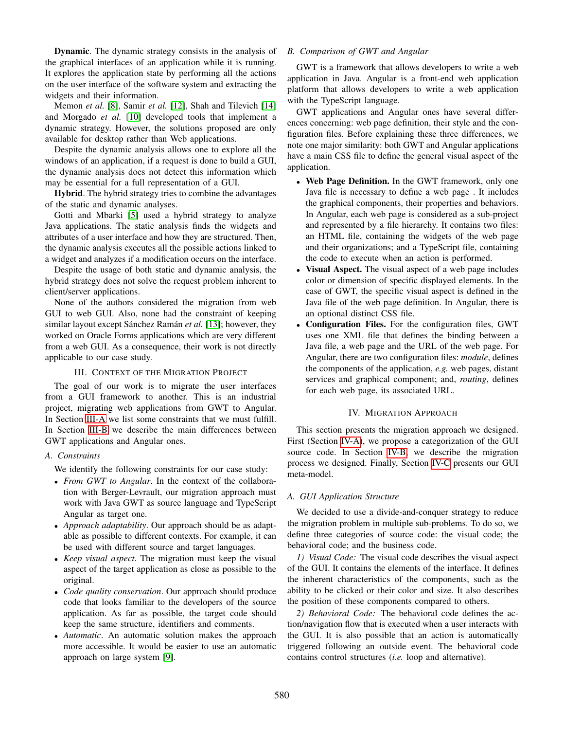**Dynamic**. The dynamic strategy consists in the analysis of the graphical interfaces of an application while it is running. It explores the application state by performing all the actions on the user interface of the software system and extracting the widgets and their information.

Memon *et al.* [8], Samir *et al.* [12], Shah and Tilevich [14] and Morgado *et al.* [10] developed tools that implement a dynamic strategy. However, the solutions proposed are only available for desktop rather than Web applications.

Despite the dynamic analysis allows one to explore all the windows of an application, if a request is done to build a GUI, the dynamic analysis does not detect this information which may be essential for a full representation of a GUI.

**Hybrid**. The hybrid strategy tries to combine the advantages of the static and dynamic analyses.

Gotti and Mbarki [5] used a hybrid strategy to analyze Java applications. The static analysis finds the widgets and attributes of a user interface and how they are structured. Then, the dynamic analysis executes all the possible actions linked to a widget and analyzes if a modification occurs on the interface.

Despite the usage of both static and dynamic analysis, the hybrid strategy does not solve the request problem inherent to client/server applications.

None of the authors considered the migration from web GUI to web GUI. Also, none had the constraint of keeping similar layout except Sánchez Ramán *et al.* [13]; however, they worked on Oracle Forms applications which are very different from a web GUI. As a consequence, their work is not directly applicable to our case study.

## III. Context of the Migration Project

The goal of our work is to migrate the user interfaces from a GUI framework to another. This is an industrial project, migrating web applications from GWT to Angular. In Section III-A we list some constraints that we must fulfill. In Section III-B we describe the main differences between GWT applications and Angular ones.

### A. Constraints

We identify the following constraints for our case study:

- *From GWT to Angular*. In the context of the collaboration with Berger-Levrault, our migration approach must work with Java GWT as source language and TypeScript Angular as target one.
- *Approach adaptability*. Our approach should be as adaptable as possible to different contexts. For example, it can be used with different source and target languages.
- *Keep visual aspect*. The migration must keep the visual aspect of the target application as close as possible to the original.
- *Code quality conservation*. Our approach should produce code that looks familiar to the developers of the source application. As far as possible, the target code should keep the same structure, identifiers and comments.
- *Automatic*. An automatic solution makes the approach more accessible. It would be easier to use an automatic approach on large system [9].

### B. Comparison of GWT and Angular

GWT is a framework that allows developers to write a web application in Java. Angular is a front-end web application platform that allows developers to write a web application with the TypeScript language.

GWT applications and Angular ones have several differences concerning: web page definition, their style and the configuration files. Before explaining these three differences, we note one major similarity: both GWT and Angular applications have a main CSS file to define the general visual aspect of the application.

- **Web Page Definition.** In the GWT framework, only one Java file is necessary to define a web page . It includes the graphical components, their properties and behaviors. In Angular, each web page is considered as a sub-project and represented by a file hierarchy. It contains two files: an HTML file, containing the widgets of the web page and their organizations; and a TypeScript file, containing the code to execute when an action is performed.
- **Visual Aspect.** The visual aspect of a web page includes color or dimension of specific displayed elements. In the case of GWT, the specific visual aspect is defined in the Java file of the web page definition. In Angular, there is an optional distinct CSS file.
- **Configuration Files.** For the configuration files, GWT uses one XML file that defines the binding between a Java file, a web page and the URL of the web page. For Angular, there are two configuration files: *module*, defines the components of the application, *e.g.* web pages, distant services and graphical component; and, *routing*, defines for each web page, its associated URL.

## IV. Migration Approach

This section presents the migration approach we designed. First (Section IV-A), we propose a categorization of the GUI source code. In Section IV-B, we describe the migration process we designed. Finally, Section IV-C presents our GUI meta-model.

### A. GUI Application Structure

We decided to use a divide-and-conquer strategy to reduce the migration problem in multiple sub-problems. To do so, we define three categories of source code: the visual code; the behavioral code; and the business code.

*1) Visual Code:* The visual code describes the visual aspect of the GUI. It contains the elements of the interface. It defines the inherent characteristics of the components, such as the ability to be clicked or their color and size. It also describes the position of these components compared to others.

*2) Behavioral Code:* The behavioral code defines the action/navigation flow that is executed when a user interacts with the GUI. It is also possible that an action is automatically triggered following an outside event. The behavioral code contains control structures (*i.e.* loop and alternative).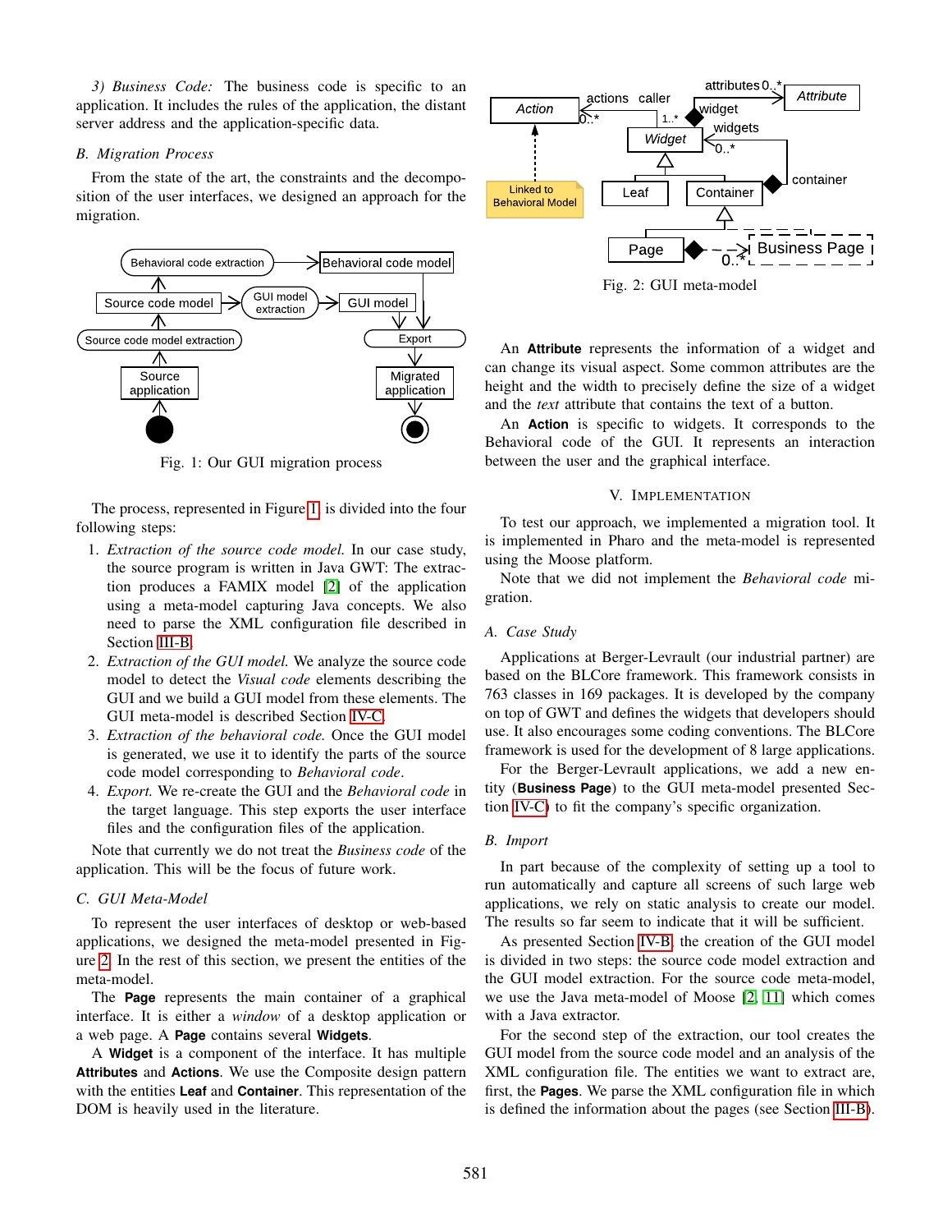*3) Business Code:* The business code is specific to an application. It includes the rules of the application, the distant server address and the application-specific data.

### B. Migration Process

From the state of the art, the constraints and the decomposition of the user interfaces, we designed an approach for the migration.

Fig. 1: Our GUI migration process

The process, represented in Figure 1, is divided into the four following steps:

1. *Extraction of the source code model.* In our case study, the source program is written in Java GWT: The extraction produces a FAMIX model [2] of the application using a meta-model capturing Java concepts. We also need to parse the XML configuration file described in Section III-B.
2. *Extraction of the GUI model.* We analyze the source code model to detect the *Visual code* elements describing the GUI and we build a GUI model from these elements. The GUI meta-model is described Section IV-C.
3. *Extraction of the behavioral code.* Once the GUI model is generated, we use it to identify the parts of the source code model corresponding to *Behavioral code*.
4. *Export.* We re-create the GUI and the *Behavioral code* in the target language. This step exports the user interface files and the configuration files of the application.

Note that currently we do not treat the *Business code* of the application. This will be the focus of future work.

### C. GUI Meta-Model

To represent the user interfaces of desktop or web-based applications, we designed the meta-model presented in Figure 2. In the rest of this section, we present the entities of the meta-model.

The **Page** represents the main container of a graphical interface. It is either a *window* of a desktop application or a web page. A **Page** contains several **Widgets**.

A **Widget** is a component of the interface. It has multiple **Attributes** and **Actions**. We use the Composite design pattern with the entities **Leaf** and **Container**. This representation of the DOM is heavily used in the literature.

Fig. 2: GUI meta-model

An **Attribute** represents the information of a widget and can change its visual aspect. Some common attributes are the height and the width to precisely define the size of a widget and the *text* attribute that contains the text of a button.

An **Action** is specific to widgets. It corresponds to the Behavioral code of the GUI. It represents an interaction between the user and the graphical interface.

## V. Implementation

To test our approach, we implemented a migration tool. It is implemented in Pharo and the meta-model is represented using the Moose platform.

Note that we did not implement the *Behavioral code* migration.

### A. Case Study

Applications at Berger-Levrault (our industrial partner) are based on the BLCore framework. This framework consists in 763 classes in 169 packages. It is developed by the company on top of GWT and defines the widgets that developers should use. It also encourages some coding conventions. The BLCore framework is used for the development of 8 large applications.

For the Berger-Levrault applications, we add a new entity (**Business Page**) to the GUI meta-model presented Section IV-C) to fit the company's specific organization.

### B. Import

In part because of the complexity of setting up a tool to run automatically and capture all screens of such large web applications, we rely on static analysis to create our model. The results so far seem to indicate that it will be sufficient.

As presented Section IV-B, the creation of the GUI model is divided in two steps: the source code model extraction and the GUI model extraction. For the source code meta-model, we use the Java meta-model of Moose [2, 11] which comes with a Java extractor.

For the second step of the extraction, our tool creates the GUI model from the source code model and an analysis of the XML configuration file. The entities we want to extract are, first, the **Pages**. We parse the XML configuration file in which is defined the information about the pages (see Section III-B).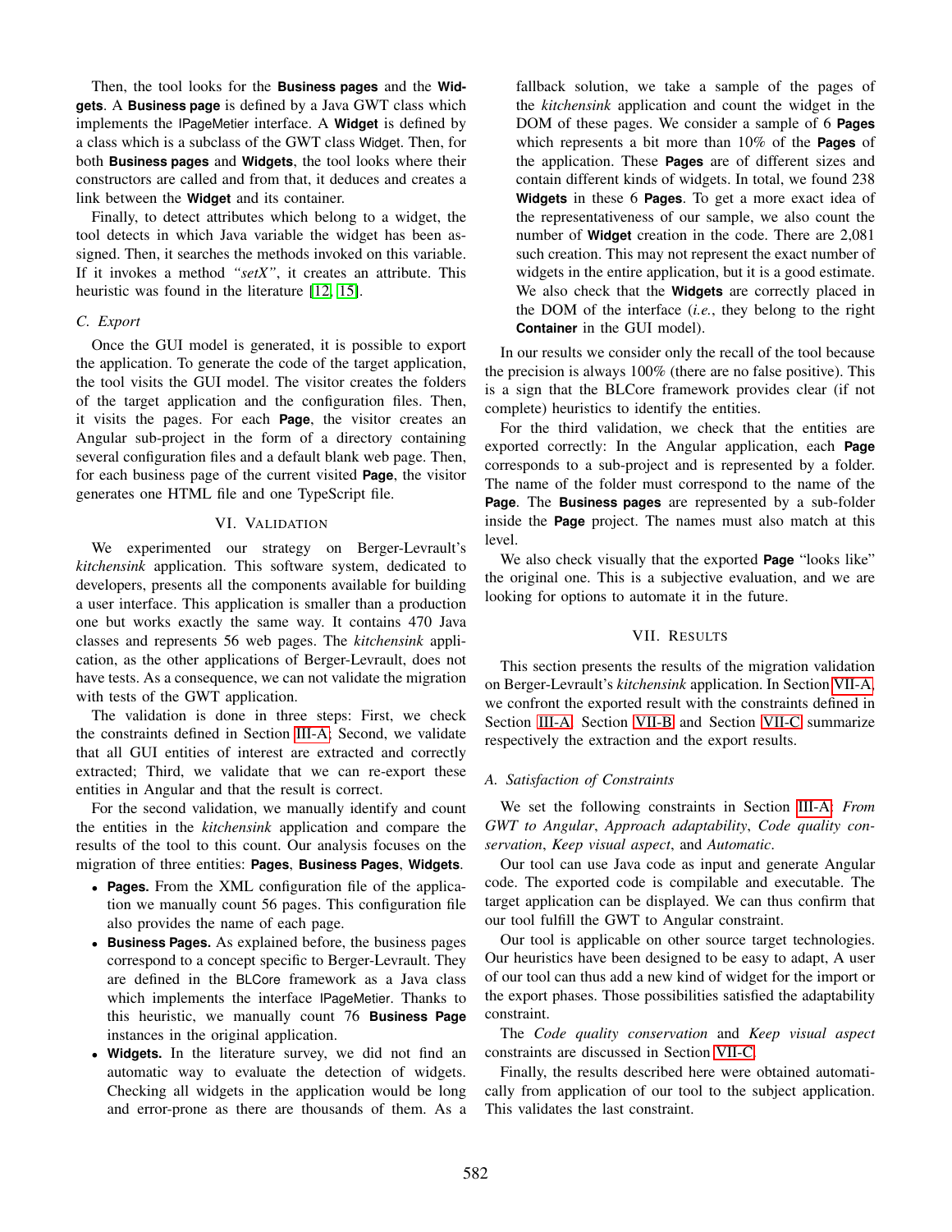Then, the tool looks for the **Business pages** and the **Widgets**. A **Business page** is defined by a Java GWT class which implements the IPageMetier interface. A **Widget** is defined by a class which is a subclass of the GWT class Widget. Then, for both **Business pages** and **Widgets**, the tool looks where their constructors are called and from that, it deduces and creates a link between the **Widget** and its container.

Finally, to detect attributes which belong to a widget, the tool detects in which Java variable the widget has been assigned. Then, it searches the methods invoked on this variable. If it invokes a method *"setX"*, it creates an attribute. This heuristic was found in the literature [12, 15].

### C. Export

Once the GUI model is generated, it is possible to export the application. To generate the code of the target application, the tool visits the GUI model. The visitor creates the folders of the target application and the configuration files. Then, it visits the pages. For each **Page**, the visitor creates an Angular sub-project in the form of a directory containing several configuration files and a default blank web page. Then, for each business page of the current visited **Page**, the visitor generates one HTML file and one TypeScript file.

## VI. Validation

We experimented our strategy on Berger-Levrault's *kitchensink* application. This software system, dedicated to developers, presents all the components available for building a user interface. This application is smaller than a production one but works exactly the same way. It contains 470 Java classes and represents 56 web pages. The *kitchensink* application, as the other applications of Berger-Levrault, does not have tests. As a consequence, we can not validate the migration with tests of the GWT application.

The validation is done in three steps: First, we check the constraints defined in Section III-A; Second, we validate that all GUI entities of interest are extracted and correctly extracted; Third, we validate that we can re-export these entities in Angular and that the result is correct.

For the second validation, we manually identify and count the entities in the *kitchensink* application and compare the results of the tool to this count. Our analysis focuses on the migration of three entities: **Pages**, **Business Pages**, **Widgets**.

- **Pages.** From the XML configuration file of the application we manually count 56 pages. This configuration file also provides the name of each page.
- **Business Pages.** As explained before, the business pages correspond to a concept specific to Berger-Levrault. They are defined in the BLCore framework as a Java class which implements the interface IPageMetier. Thanks to this heuristic, we manually count 76 **Business Page** instances in the original application.
- **Widgets.** In the literature survey, we did not find an automatic way to evaluate the detection of widgets. Checking all widgets in the application would be long and error-prone as there are thousands of them. As a fallback solution, we take a sample of the pages of the *kitchensink* application and count the widget in the DOM of these pages. We consider a sample of 6 **Pages** which represents a bit more than 10% of the **Pages** of the application. These **Pages** are of different sizes and contain different kinds of widgets. In total, we found 238 **Widgets** in these 6 **Pages**. To get a more exact idea of the representativeness of our sample, we also count the number of **Widget** creation in the code. There are 2,081 such creation. This may not represent the exact number of widgets in the entire application, but it is a good estimate. We also check that the **Widgets** are correctly placed in the DOM of the interface (*i.e.*, they belong to the right **Container** in the GUI model).

In our results we consider only the recall of the tool because the precision is always 100% (there are no false positive). This is a sign that the BLCore framework provides clear (if not complete) heuristics to identify the entities.

For the third validation, we check that the entities are exported correctly: In the Angular application, each **Page** corresponds to a sub-project and is represented by a folder. The name of the folder must correspond to the name of the **Page**. The **Business pages** are represented by a sub-folder inside the **Page** project. The names must also match at this level.

We also check visually that the exported **Page** "looks like" the original one. This is a subjective evaluation, and we are looking for options to automate it in the future.

## VII. Results

This section presents the results of the migration validation on Berger-Levrault's *kitchensink* application. In Section VII-A, we confront the exported result with the constraints defined in Section III-A. Section VII-B and Section VII-C summarize respectively the extraction and the export results.

### A. Satisfaction of Constraints

We set the following constraints in Section III-A: *From GWT to Angular*, *Approach adaptability*, *Code quality conservation*, *Keep visual aspect*, and *Automatic*.

Our tool can use Java code as input and generate Angular code. The exported code is compilable and executable. The target application can be displayed. We can thus confirm that our tool fulfill the GWT to Angular constraint.

Our tool is applicable on other source target technologies. Our heuristics have been designed to be easy to adapt, A user of our tool can thus add a new kind of widget for the import or the export phases. Those possibilities satisfied the adaptability constraint.

The *Code quality conservation* and *Keep visual aspect* constraints are discussed in Section VII-C.

Finally, the results described here were obtained automatically from application of our tool to the subject application. This validates the last constraint.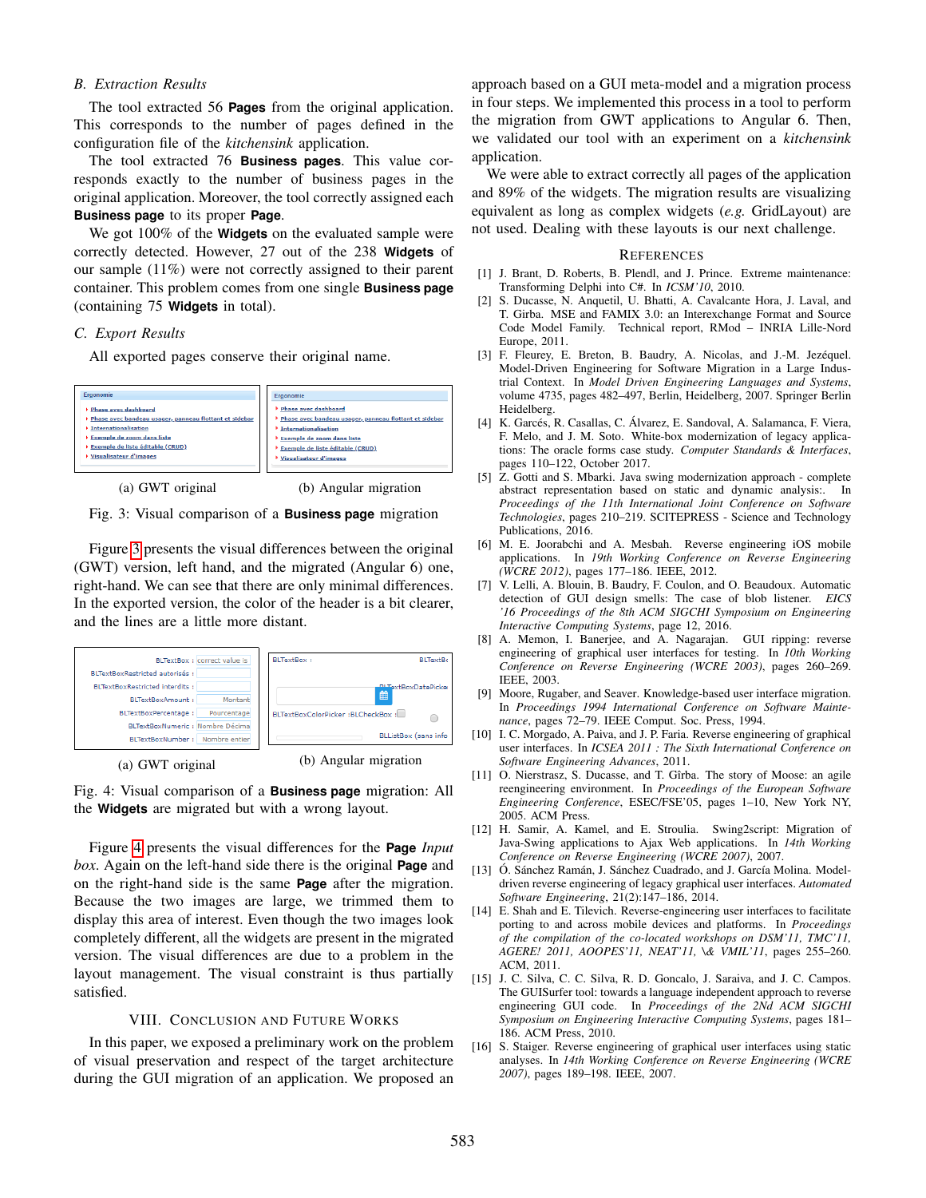## B. Extraction Results

The tool extracted 56 **Pages** from the original application. This corresponds to the number of pages defined in the configuration file of the *kitchensink* application.

The tool extracted 76 **Business pages**. This value corresponds exactly to the number of business pages in the original application. Moreover, the tool correctly assigned each **Business page** to its proper **Page**.

We got 100% of the **Widgets** on the evaluated sample were correctly detected. However, 27 out of the 238 **Widgets** of our sample (11%) were not correctly assigned to their parent container. This problem comes from one single **Business page** (containing 75 **Widgets** in total).

## C. Export Results

All exported pages conserve their original name.

(a) GWT original (b) Angular migration

Fig. 3: Visual comparison of a **Business page** migration

Figure 3 presents the visual differences between the original (GWT) version, left hand, and the migrated (Angular 6) one, right-hand. We can see that there are only minimal differences. In the exported version, the color of the header is a bit clearer, and the lines are a little more distant.

(a) GWT original (b) Angular migration

Fig. 4: Visual comparison of a **Business page** migration: All the **Widgets** are migrated but with a wrong layout.

Figure 4 presents the visual differences for the **Page** *Input box*. Again on the left-hand side there is the original **Page** and on the right-hand side is the same **Page** after the migration. Because the two images are large, we trimmed them to display this area of interest. Even though the two images look completely different, all the widgets are present in the migrated version. The visual differences are due to a problem in the layout management. The visual constraint is thus partially satisfied.

# VIII. Conclusion and Future Works

In this paper, we exposed a preliminary work on the problem of visual preservation and respect of the target architecture during the GUI migration of an application. We proposed an approach based on a GUI meta-model and a migration process in four steps. We implemented this process in a tool to perform the migration from GWT applications to Angular 6. Then, we validated our tool with an experiment on a *kitchensink* application.

We were able to extract correctly all pages of the application and 89% of the widgets. The migration results are visualizing equivalent as long as complex widgets (*e.g.* GridLayout) are not used. Dealing with these layouts is our next challenge.

# References

[1] J. Brant, D. Roberts, B. Plendl, and J. Prince. Extreme maintenance: Transforming Delphi into C#. In *ICSM'10*, 2010.

[2] S. Ducasse, N. Anquetil, U. Bhatti, A. Cavalcante Hora, J. Laval, and T. Girba. MSE and FAMIX 3.0: an Interexchange Format and Source Code Model Family. Technical report, RMod – INRIA Lille-Nord Europe, 2011.

[3] F. Fleurey, E. Breton, B. Baudry, A. Nicolas, and J.-M. Jezéquel. Model-Driven Engineering for Software Migration in a Large Industrial Context. In *Model Driven Engineering Languages and Systems*, volume 4735, pages 482–497, Berlin, Heidelberg, 2007. Springer Berlin Heidelberg.

[4] K. Garcés, R. Casallas, C. Álvarez, E. Sandoval, A. Salamanca, F. Viera, F. Melo, and J. M. Soto. White-box modernization of legacy applications: The oracle forms case study. *Computer Standards & Interfaces*, pages 110–122, October 2017.

[5] Z. Gotti and S. Mbarki. Java swing modernization approach - complete abstract representation based on static and dynamic analysis:. In *Proceedings of the 11th International Joint Conference on Software Technologies*, pages 210–219. SCITEPRESS - Science and Technology Publications, 2016.

[6] M. E. Joorabchi and A. Mesbah. Reverse engineering iOS mobile applications. In *19th Working Conference on Reverse Engineering (WCRE 2012)*, pages 177–186. IEEE, 2012.

[7] V. Lelli, A. Blouin, B. Baudry, F. Coulon, and O. Beaudoux. Automatic detection of GUI design smells: The case of blob listener. *EICS '16 Proceedings of the 8th ACM SIGCHI Symposium on Engineering Interactive Computing Systems*, page 12, 2016.

[8] A. Memon, I. Banerjee, and A. Nagarajan. GUI ripping: reverse engineering of graphical user interfaces for testing. In *10th Working Conference on Reverse Engineering (WCRE 2003)*, pages 260–269. IEEE, 2003.

[9] Moore, Rugaber, and Seaver. Knowledge-based user interface migration. In *Proceedings 1994 International Conference on Software Maintenance*, pages 72–79. IEEE Comput. Soc. Press, 1994.

[10] I. C. Morgado, A. Paiva, and J. P. Faria. Reverse engineering of graphical user interfaces. In *ICSEA 2011 : The Sixth International Conference on Software Engineering Advances*, 2011.

[11] O. Nierstrasz, S. Ducasse, and T. Gîrba. The story of Moose: an agile reengineering environment. In *Proceedings of the European Software Engineering Conference*, ESEC/FSE'05, pages 1–10, New York NY, 2005. ACM Press.

[12] H. Samir, A. Kamel, and E. Stroulia. Swing2script: Migration of Java-Swing applications to Ajax Web applications. In *14th Working Conference on Reverse Engineering (WCRE 2007)*, 2007.

[13] Ó. Sánchez Ramán, J. Sánchez Cuadrado, and J. García Molina. Model-driven reverse engineering of legacy graphical user interfaces. *Automated Software Engineering*, 21(2):147–186, 2014.

[14] E. Shah and E. Tilevich. Reverse-engineering user interfaces to facilitate porting to and across mobile devices and platforms. In *Proceedings of the compilation of the co-located workshops on DSM'11, TMC'11, AGERE! 2011, AOOPES'11, NEAT'11, \& VMIL'11*, pages 255–260. ACM, 2011.

[15] J. C. Silva, C. C. Silva, R. D. Goncalo, J. Saraiva, and J. C. Campos. The GUISurfer tool: towards a language independent approach to reverse engineering GUI code. In *Proceedings of the 2Nd ACM SIGCHI Symposium on Engineering Interactive Computing Systems*, pages 181–186. ACM Press, 2010.

[16] S. Staiger. Reverse engineering of graphical user interfaces using static analyses. In *14th Working Conference on Reverse Engineering (WCRE 2007)*, pages 189–198. IEEE, 2007.